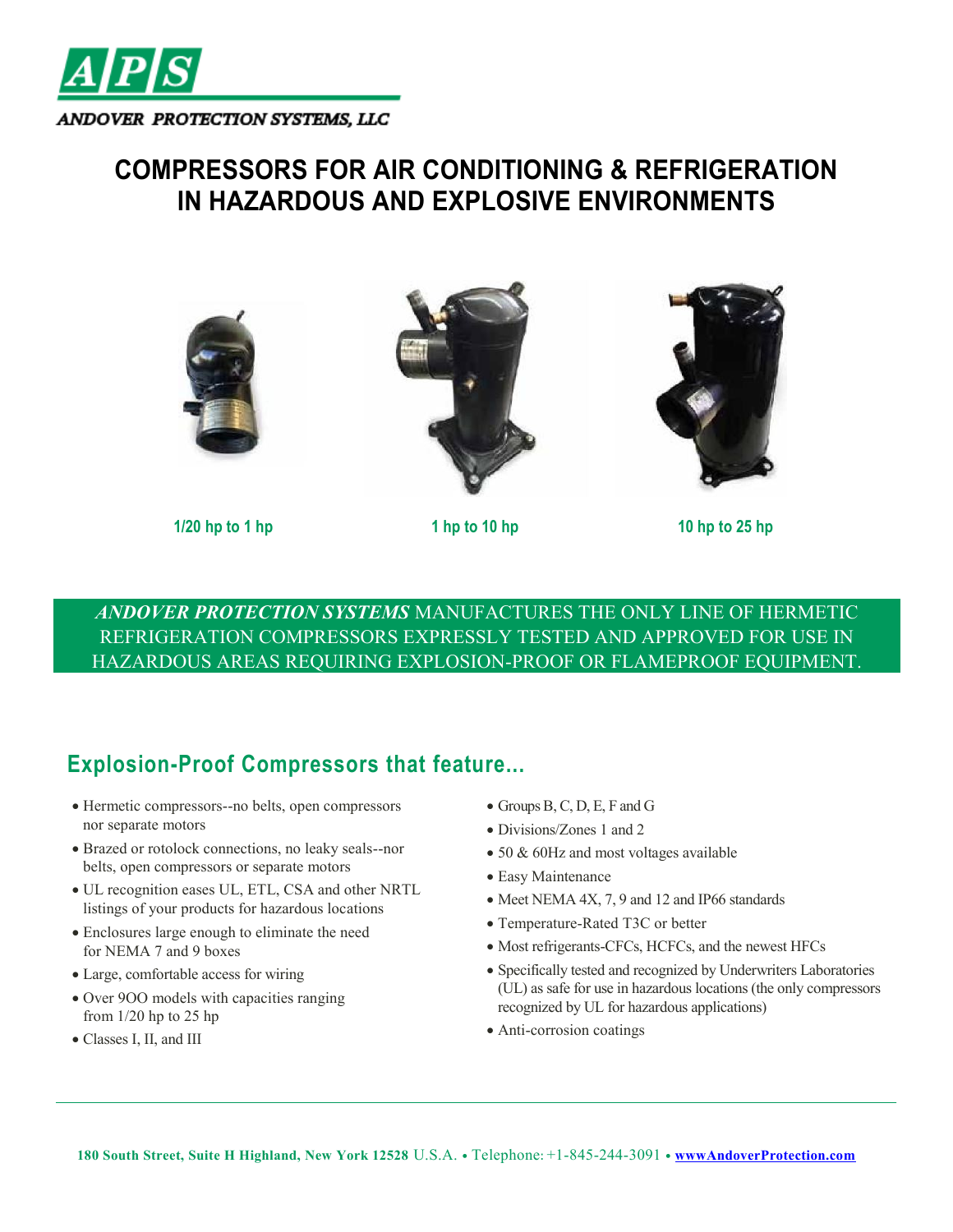**APS**

ANDOVER PROTECTION SYSTEMS, LLC

# COMPRESSORS FOR AIR CONDITIONING & REFRIGERATION IN HAZARDOUS AND EXPLOSIVE ENVIRONMENTS

**1/20 hp to 1 hp**

**1 hp to 10 hp**

**10 hp to 25 hp**

***ANDOVER PROTECTION SYSTEMS*** MANUFACTURES THE ONLY LINE OF HERMETIC REFRIGERATION COMPRESSORS EXPRESSLY TESTED AND APPROVED FOR USE IN HAZARDOUS AREAS REQUIRING EXPLOSION-PROOF OR FLAMEPROOF EQUIPMENT.

## Explosion-Proof Compressors that feature...

- Hermetic compressors--no belts, open compressors nor separate motors
- Brazed or rotolock connections, no leaky seals--nor belts, open compressors or separate motors
- UL recognition eases UL, ETL, CSA and other NRTL listings of your products for hazardous locations
- Enclosures large enough to eliminate the need for NEMA 7 and 9 boxes
- Large, comfortable access for wiring
- Over 9OO models with capacities ranging from 1/20 hp to 25 hp
- Classes I, II, and III
- Groups B, C, D, E, F and G
- Divisions/Zones 1 and 2
- 50 & 60Hz and most voltages available
- Easy Maintenance
- Meet NEMA 4X, 7, 9 and 12 and IP66 standards
- Temperature-Rated T3C or better
- Most refrigerants-CFCs, HCFCs, and the newest HFCs
- Specifically tested and recognized by Underwriters Laboratories (UL) as safe for use in hazardous locations (the only compressors recognized by UL for hazardous applications)
- Anti-corrosion coatings

**180 South Street, Suite H Highland, New York 12528** U.S.A. • Telephone: +1-845-244-3091 • **www.AndoverProtection.com**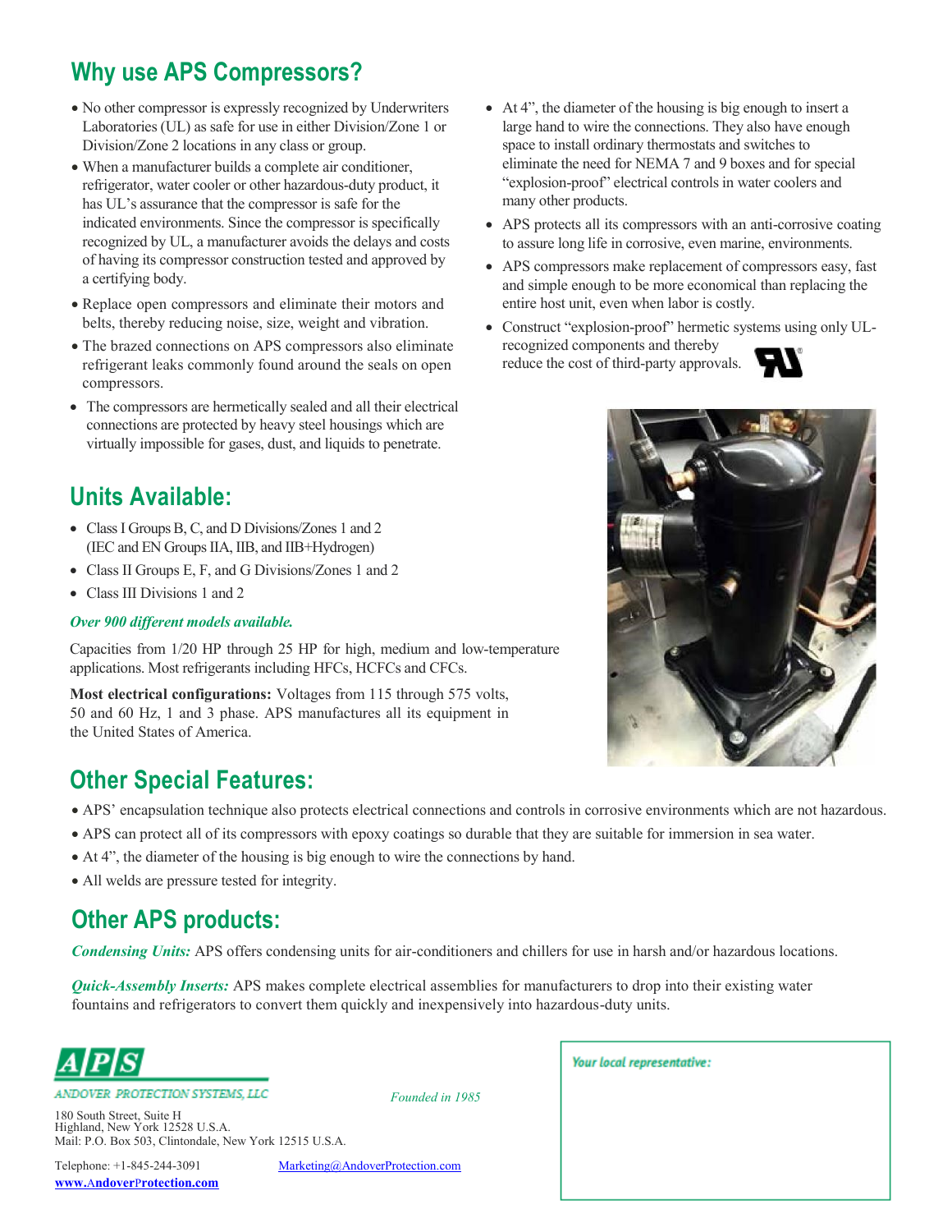## Why use APS Compressors?

- No other compressor is expressly recognized by Underwriters Laboratories (UL) as safe for use in either Division/Zone 1 or Division/Zone 2 locations in any class or group.
- When a manufacturer builds a complete air conditioner, refrigerator, water cooler or other hazardous-duty product, it has UL's assurance that the compressor is safe for the indicated environments. Since the compressor is specifically recognized by UL, a manufacturer avoids the delays and costs of having its compressor construction tested and approved by a certifying body.
- Replace open compressors and eliminate their motors and belts, thereby reducing noise, size, weight and vibration.
- The brazed connections on APS compressors also eliminate refrigerant leaks commonly found around the seals on open compressors.
- The compressors are hermetically sealed and all their electrical connections are protected by heavy steel housings which are virtually impossible for gases, dust, and liquids to penetrate.
- At 4", the diameter of the housing is big enough to insert a large hand to wire the connections. They also have enough space to install ordinary thermostats and switches to eliminate the need for NEMA 7 and 9 boxes and for special "explosion-proof" electrical controls in water coolers and many other products.
- APS protects all its compressors with an anti-corrosive coating to assure long life in corrosive, even marine, environments.
- APS compressors make replacement of compressors easy, fast and simple enough to be more economical than replacing the entire host unit, even when labor is costly.
- Construct "explosion-proof" hermetic systems using only UL-recognized components and thereby reduce the cost of third-party approvals.

## Units Available:

- Class I Groups B, C, and D Divisions/Zones 1 and 2 (IEC and EN Groups IIA, IIB, and IIB+Hydrogen)
- Class II Groups E, F, and G Divisions/Zones 1 and 2
- Class III Divisions 1 and 2

***Over 900 different models available.***

Capacities from 1/20 HP through 25 HP for high, medium and low-temperature applications. Most refrigerants including HFCs, HCFCs and CFCs.

**Most electrical configurations:** Voltages from 115 through 575 volts, 50 and 60 Hz, 1 and 3 phase. APS manufactures all its equipment in the United States of America.

## Other Special Features:

- APS' encapsulation technique also protects electrical connections and controls in corrosive environments which are not hazardous.
- APS can protect all of its compressors with epoxy coatings so durable that they are suitable for immersion in sea water.
- At 4", the diameter of the housing is big enough to wire the connections by hand.
- All welds are pressure tested for integrity.

## Other APS products:

***Condensing Units:*** APS offers condensing units for air-conditioners and chillers for use in harsh and/or hazardous locations.

***Quick-Assembly Inserts:*** APS makes complete electrical assemblies for manufacturers to drop into their existing water fountains and refrigerators to convert them quickly and inexpensively into hazardous-duty units.

APS

ANDOVER PROTECTION SYSTEMS, LLC

*Founded in 1985*

180 South Street, Suite H
Highland, New York 12528 U.S.A.
Mail: P.O. Box 503, Clintondale, New York 12515 U.S.A.

Telephone: +1-845-244-3091

Marketing@AndoverProtection.com

**www.AndoverProtection.com**

*Your local representative:*